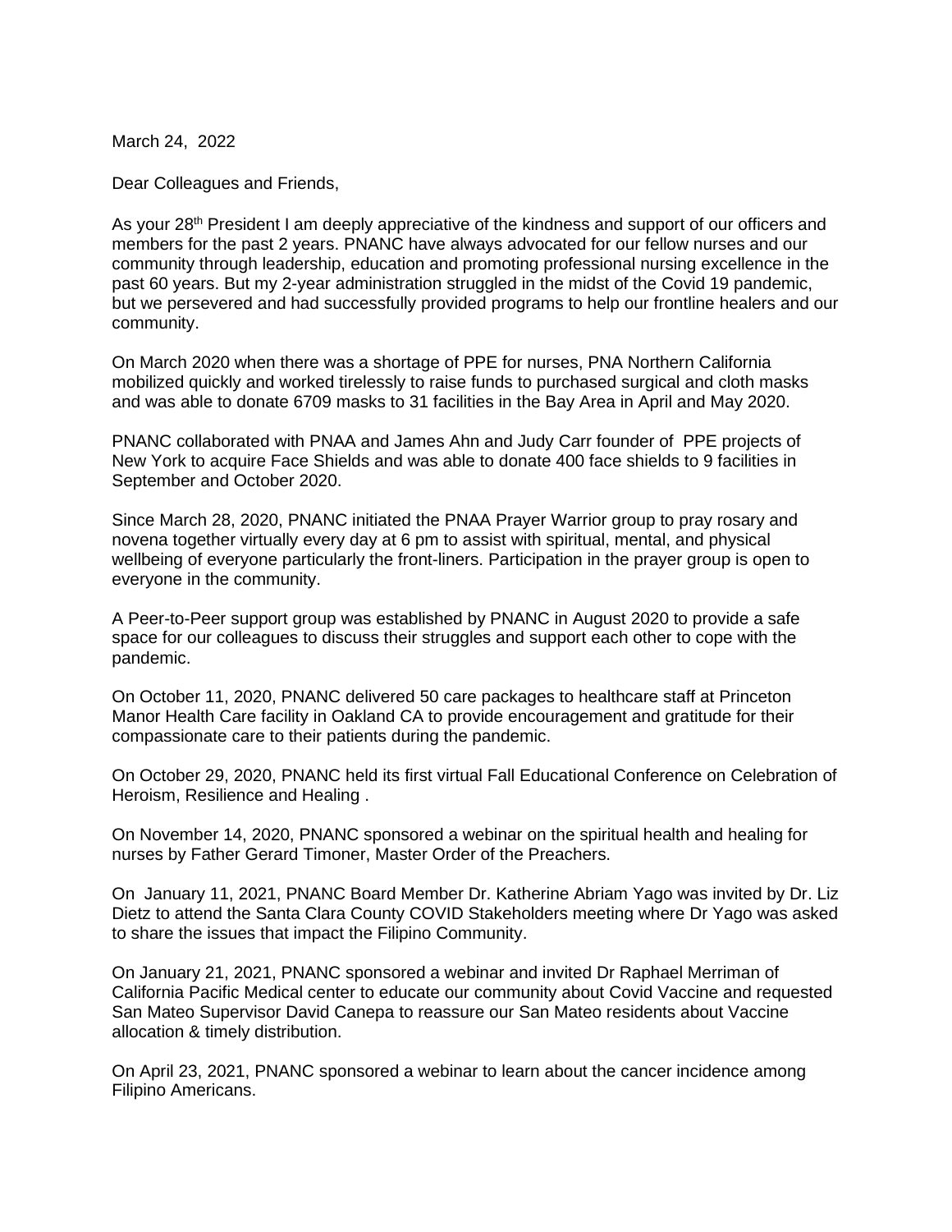March 24, 2022

Dear Colleagues and Friends,

As your 28th President I am deeply appreciative of the kindness and support of our officers and members for the past 2 years. PNANC have always advocated for our fellow nurses and our community through leadership, education and promoting professional nursing excellence in the past 60 years. But my 2-year administration struggled in the midst of the Covid 19 pandemic, but we persevered and had successfully provided programs to help our frontline healers and our community.

On March 2020 when there was a shortage of PPE for nurses, PNA Northern California mobilized quickly and worked tirelessly to raise funds to purchased surgical and cloth masks and was able to donate 6709 masks to 31 facilities in the Bay Area in April and May 2020.

PNANC collaborated with PNAA and James Ahn and Judy Carr founder of PPE projects of New York to acquire Face Shields and was able to donate 400 face shields to 9 facilities in September and October 2020.

Since March 28, 2020, PNANC initiated the PNAA Prayer Warrior group to pray rosary and novena together virtually every day at 6 pm to assist with spiritual, mental, and physical wellbeing of everyone particularly the front-liners. Participation in the prayer group is open to everyone in the community.

A Peer-to-Peer support group was established by PNANC in August 2020 to provide a safe space for our colleagues to discuss their struggles and support each other to cope with the pandemic.

On October 11, 2020, PNANC delivered 50 care packages to healthcare staff at Princeton Manor Health Care facility in Oakland CA to provide encouragement and gratitude for their compassionate care to their patients during the pandemic.

On October 29, 2020, PNANC held its first virtual Fall Educational Conference on Celebration of Heroism, Resilience and Healing .

On November 14, 2020, PNANC sponsored a webinar on the spiritual health and healing for nurses by Father Gerard Timoner, Master Order of the Preachers.

On January 11, 2021, PNANC Board Member Dr. Katherine Abriam Yago was invited by Dr. Liz Dietz to attend the Santa Clara County COVID Stakeholders meeting where Dr Yago was asked to share the issues that impact the Filipino Community.

On January 21, 2021, PNANC sponsored a webinar and invited Dr Raphael Merriman of California Pacific Medical center to educate our community about Covid Vaccine and requested San Mateo Supervisor David Canepa to reassure our San Mateo residents about Vaccine allocation & timely distribution.

On April 23, 2021, PNANC sponsored a webinar to learn about the cancer incidence among Filipino Americans.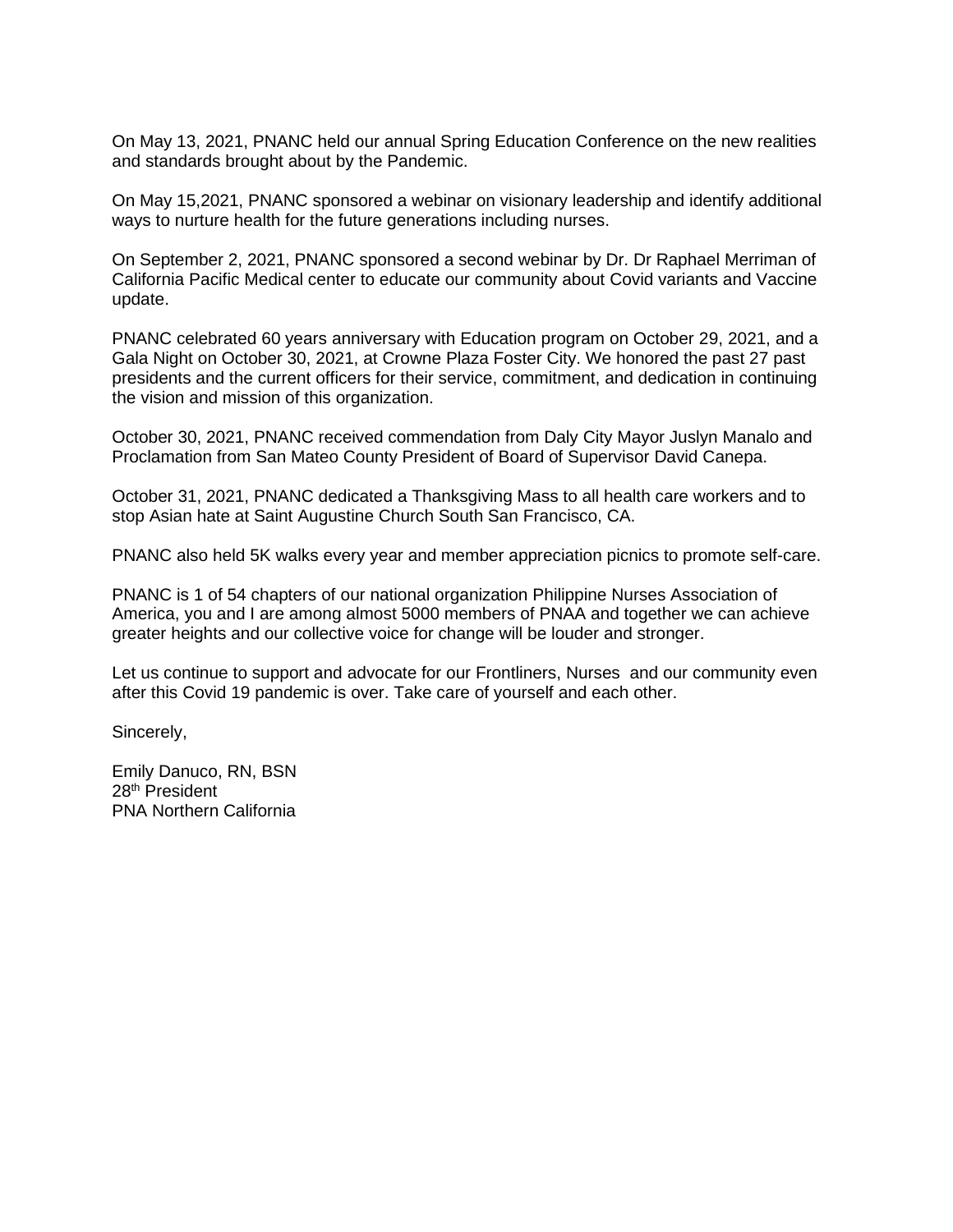On May 13, 2021, PNANC held our annual Spring Education Conference on the new realities and standards brought about by the Pandemic.

On May 15,2021, PNANC sponsored a webinar on visionary leadership and identify additional ways to nurture health for the future generations including nurses.

On September 2, 2021, PNANC sponsored a second webinar by Dr. Dr Raphael Merriman of California Pacific Medical center to educate our community about Covid variants and Vaccine update.

PNANC celebrated 60 years anniversary with Education program on October 29, 2021, and a Gala Night on October 30, 2021, at Crowne Plaza Foster City. We honored the past 27 past presidents and the current officers for their service, commitment, and dedication in continuing the vision and mission of this organization.

October 30, 2021, PNANC received commendation from Daly City Mayor Juslyn Manalo and Proclamation from San Mateo County President of Board of Supervisor David Canepa.

October 31, 2021, PNANC dedicated a Thanksgiving Mass to all health care workers and to stop Asian hate at Saint Augustine Church South San Francisco, CA.

PNANC also held 5K walks every year and member appreciation picnics to promote self-care.

PNANC is 1 of 54 chapters of our national organization Philippine Nurses Association of America, you and I are among almost 5000 members of PNAA and together we can achieve greater heights and our collective voice for change will be louder and stronger.

Let us continue to support and advocate for our Frontliners, Nurses and our community even after this Covid 19 pandemic is over. Take care of yourself and each other.

Sincerely,

Emily Danuco, RN, BSN
28th President
PNA Northern California